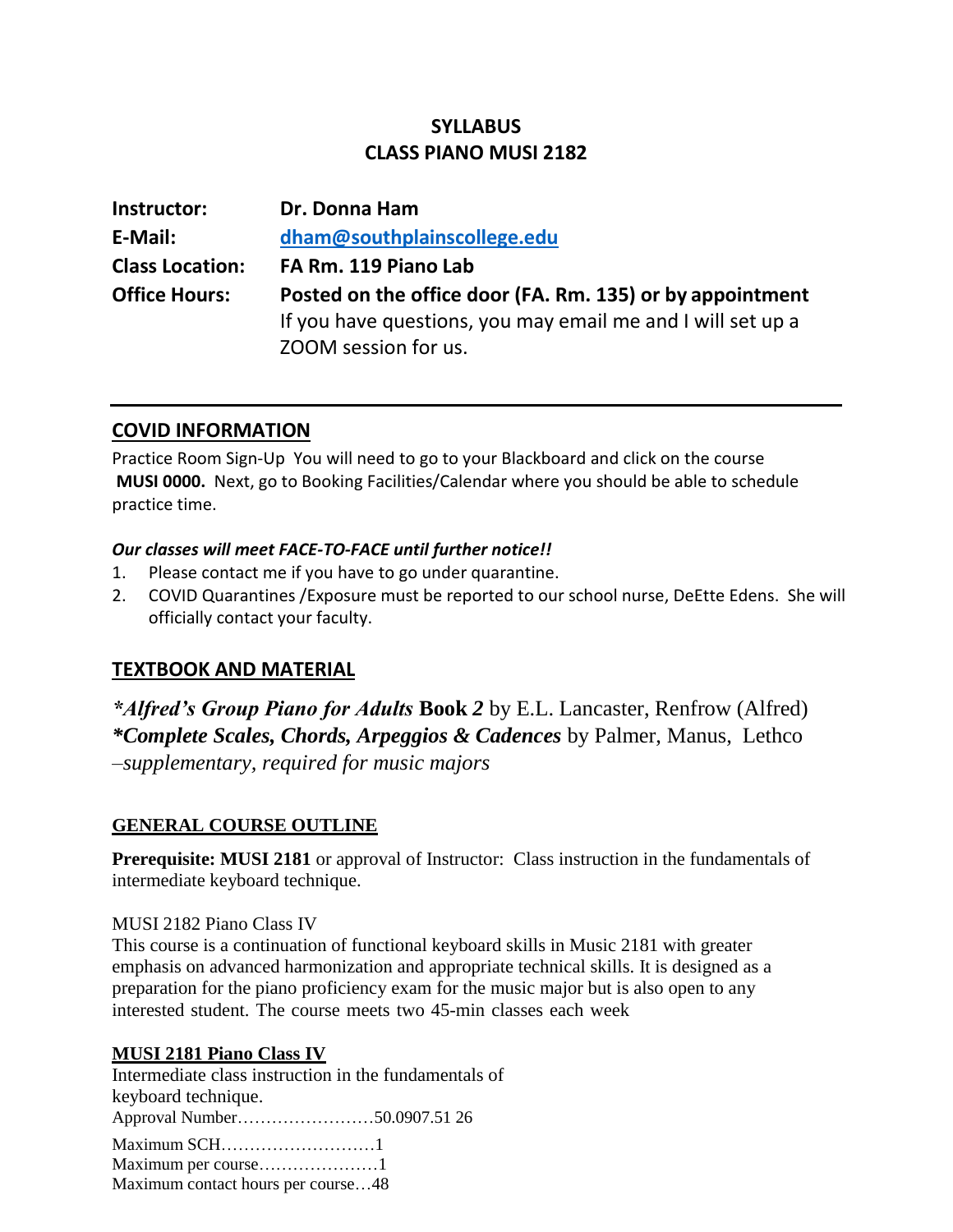# SYLLABUS
# CLASS PIANO MUSI 2182

**Instructor:** **Dr. Donna Ham**
**E-Mail:** **dham@southplainscollege.edu**
**Class Location:** **FA Rm. 119 Piano Lab**
**Office Hours:** **Posted on the office door (FA. Rm. 135) or by appointment**
If you have questions, you may email me and I will set up a ZOOM session for us.

---

## COVID INFORMATION

Practice Room Sign-Up You will need to go to your Blackboard and click on the course **MUSI 0000.** Next, go to Booking Facilities/Calendar where you should be able to schedule practice time.

***Our classes will meet FACE-TO-FACE until further notice!!***

1. Please contact me if you have to go under quarantine.
2. COVID Quarantines /Exposure must be reported to our school nurse, DeEtte Edens. She will officially contact your faculty.

## TEXTBOOK AND MATERIAL

***Alfred's Group Piano for Adults* Book *2*** by E.L. Lancaster, Renfrow (Alfred)
***Complete Scales, Chords, Arpeggios & Cadences*** by Palmer, Manus, Lethco *–supplementary, required for music majors*

## GENERAL COURSE OUTLINE

**Prerequisite: MUSI 2181** or approval of Instructor: Class instruction in the fundamentals of intermediate keyboard technique.

MUSI 2182 Piano Class IV
This course is a continuation of functional keyboard skills in Music 2181 with greater emphasis on advanced harmonization and appropriate technical skills. It is designed as a preparation for the piano proficiency exam for the music major but is also open to any interested student. The course meets two 45-min classes each week

**MUSI 2181 Piano Class IV**
Intermediate class instruction in the fundamentals of keyboard technique.
Approval Number……………………50.0907.51 26

Maximum SCH………………………1
Maximum per course…………………1
Maximum contact hours per course…48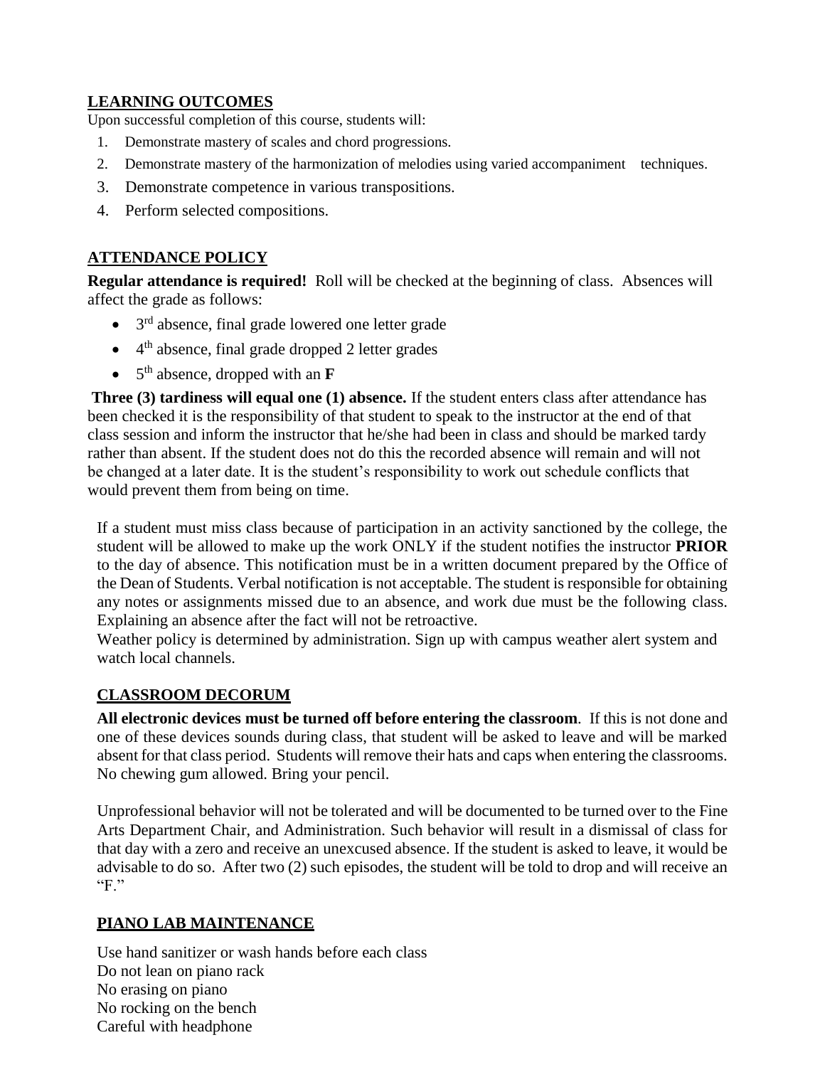## LEARNING OUTCOMES

Upon successful completion of this course, students will:

1. Demonstrate mastery of scales and chord progressions.
2. Demonstrate mastery of the harmonization of melodies using varied accompaniment techniques.
3. Demonstrate competence in various transpositions.
4. Perform selected compositions.

## ATTENDANCE POLICY

**Regular attendance is required!** Roll will be checked at the beginning of class. Absences will affect the grade as follows:

- 3rd absence, final grade lowered one letter grade
- 4th absence, final grade dropped 2 letter grades
- 5th absence, dropped with an **F**

**Three (3) tardiness will equal one (1) absence.** If the student enters class after attendance has been checked it is the responsibility of that student to speak to the instructor at the end of that class session and inform the instructor that he/she had been in class and should be marked tardy rather than absent. If the student does not do this the recorded absence will remain and will not be changed at a later date. It is the student's responsibility to work out schedule conflicts that would prevent them from being on time.

If a student must miss class because of participation in an activity sanctioned by the college, the student will be allowed to make up the work ONLY if the student notifies the instructor **PRIOR** to the day of absence. This notification must be in a written document prepared by the Office of the Dean of Students. Verbal notification is not acceptable. The student is responsible for obtaining any notes or assignments missed due to an absence, and work due must be the following class. Explaining an absence after the fact will not be retroactive.

Weather policy is determined by administration. Sign up with campus weather alert system and watch local channels.

## CLASSROOM DECORUM

**All electronic devices must be turned off before entering the classroom**. If this is not done and one of these devices sounds during class, that student will be asked to leave and will be marked absent for that class period. Students will remove their hats and caps when entering the classrooms. No chewing gum allowed. Bring your pencil.

Unprofessional behavior will not be tolerated and will be documented to be turned over to the Fine Arts Department Chair, and Administration. Such behavior will result in a dismissal of class for that day with a zero and receive an unexcused absence. If the student is asked to leave, it would be advisable to do so. After two (2) such episodes, the student will be told to drop and will receive an "F."

## PIANO LAB MAINTENANCE

Use hand sanitizer or wash hands before each class
Do not lean on piano rack
No erasing on piano
No rocking on the bench
Careful with headphone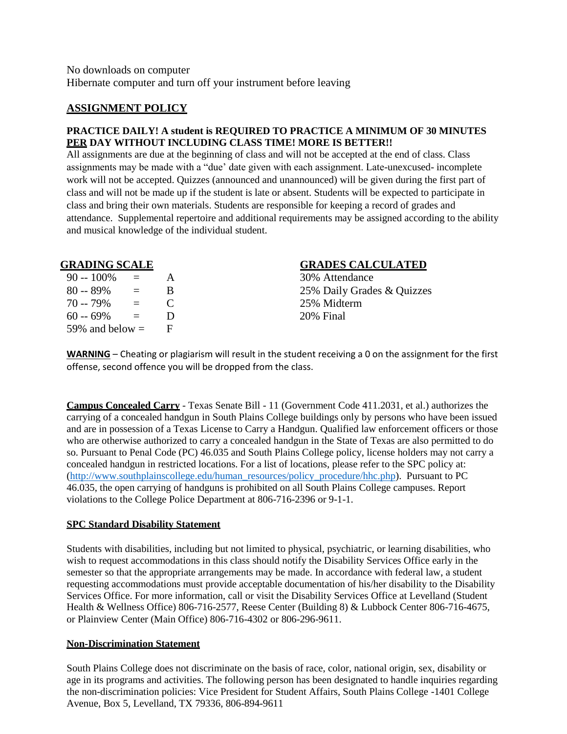No downloads on computer
Hibernate computer and turn off your instrument before leaving

## ASSIGNMENT POLICY

**PRACTICE DAILY! A student is REQUIRED TO PRACTICE A MINIMUM OF 30 MINUTES PER DAY WITHOUT INCLUDING CLASS TIME! MORE IS BETTER!!**

All assignments are due at the beginning of class and will not be accepted at the end of class. Class assignments may be made with a "due' date given with each assignment. Late-unexcused- incomplete work will not be accepted. Quizzes (announced and unannounced) will be given during the first part of class and will not be made up if the student is late or absent. Students will be expected to participate in class and bring their own materials. Students are responsible for keeping a record of grades and attendance. Supplemental repertoire and additional requirements may be assigned according to the ability and musical knowledge of the individual student.

## GRADING SCALE

| | | |
|---|---|---|
| 90 -- 100% | = | A |
| 80 -- 89% | = | B |
| 70 -- 79% | = | C |
| 60 -- 69% | = | D |
| 59% and below = | | F |

## GRADES CALCULATED

30% Attendance
25% Daily Grades & Quizzes
25% Midterm
20% Final

**WARNING** – Cheating or plagiarism will result in the student receiving a 0 on the assignment for the first offense, second offence you will be dropped from the class.

**Campus Concealed Carry** - Texas Senate Bill - 11 (Government Code 411.2031, et al.) authorizes the carrying of a concealed handgun in South Plains College buildings only by persons who have been issued and are in possession of a Texas License to Carry a Handgun. Qualified law enforcement officers or those who are otherwise authorized to carry a concealed handgun in the State of Texas are also permitted to do so. Pursuant to Penal Code (PC) 46.035 and South Plains College policy, license holders may not carry a concealed handgun in restricted locations. For a list of locations, please refer to the SPC policy at: (http://www.southplainscollege.edu/human_resources/policy_procedure/hhc.php). Pursuant to PC 46.035, the open carrying of handguns is prohibited on all South Plains College campuses. Report violations to the College Police Department at 806-716-2396 or 9-1-1.

## SPC Standard Disability Statement

Students with disabilities, including but not limited to physical, psychiatric, or learning disabilities, who wish to request accommodations in this class should notify the Disability Services Office early in the semester so that the appropriate arrangements may be made. In accordance with federal law, a student requesting accommodations must provide acceptable documentation of his/her disability to the Disability Services Office. For more information, call or visit the Disability Services Office at Levelland (Student Health & Wellness Office) 806-716-2577, Reese Center (Building 8) & Lubbock Center 806-716-4675, or Plainview Center (Main Office) 806-716-4302 or 806-296-9611.

## Non-Discrimination Statement

South Plains College does not discriminate on the basis of race, color, national origin, sex, disability or age in its programs and activities. The following person has been designated to handle inquiries regarding the non-discrimination policies: Vice President for Student Affairs, South Plains College -1401 College Avenue, Box 5, Levelland, TX 79336, 806-894-9611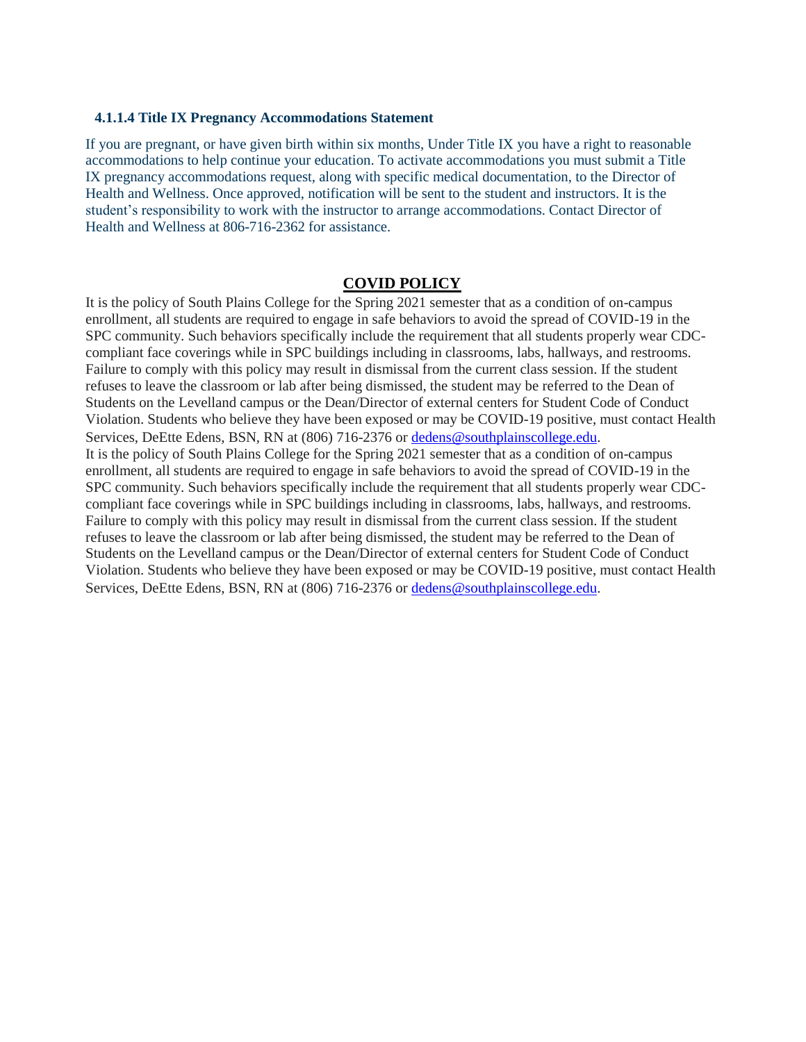#### 4.1.1.4 Title IX Pregnancy Accommodations Statement

If you are pregnant, or have given birth within six months, Under Title IX you have a right to reasonable accommodations to help continue your education. To activate accommodations you must submit a Title IX pregnancy accommodations request, along with specific medical documentation, to the Director of Health and Wellness. Once approved, notification will be sent to the student and instructors. It is the student's responsibility to work with the instructor to arrange accommodations. Contact Director of Health and Wellness at 806-716-2362 for assistance.

## **COVID POLICY**

It is the policy of South Plains College for the Spring 2021 semester that as a condition of on-campus enrollment, all students are required to engage in safe behaviors to avoid the spread of COVID-19 in the SPC community. Such behaviors specifically include the requirement that all students properly wear CDC-compliant face coverings while in SPC buildings including in classrooms, labs, hallways, and restrooms. Failure to comply with this policy may result in dismissal from the current class session. If the student refuses to leave the classroom or lab after being dismissed, the student may be referred to the Dean of Students on the Levelland campus or the Dean/Director of external centers for Student Code of Conduct Violation. Students who believe they have been exposed or may be COVID-19 positive, must contact Health Services, DeEtte Edens, BSN, RN at (806) 716-2376 or [dedens@southplainscollege.edu](mailto:dedens@southplainscollege.edu).

It is the policy of South Plains College for the Spring 2021 semester that as a condition of on-campus enrollment, all students are required to engage in safe behaviors to avoid the spread of COVID-19 in the SPC community. Such behaviors specifically include the requirement that all students properly wear CDC-compliant face coverings while in SPC buildings including in classrooms, labs, hallways, and restrooms. Failure to comply with this policy may result in dismissal from the current class session. If the student refuses to leave the classroom or lab after being dismissed, the student may be referred to the Dean of Students on the Levelland campus or the Dean/Director of external centers for Student Code of Conduct Violation. Students who believe they have been exposed or may be COVID-19 positive, must contact Health Services, DeEtte Edens, BSN, RN at (806) 716-2376 or [dedens@southplainscollege.edu](mailto:dedens@southplainscollege.edu).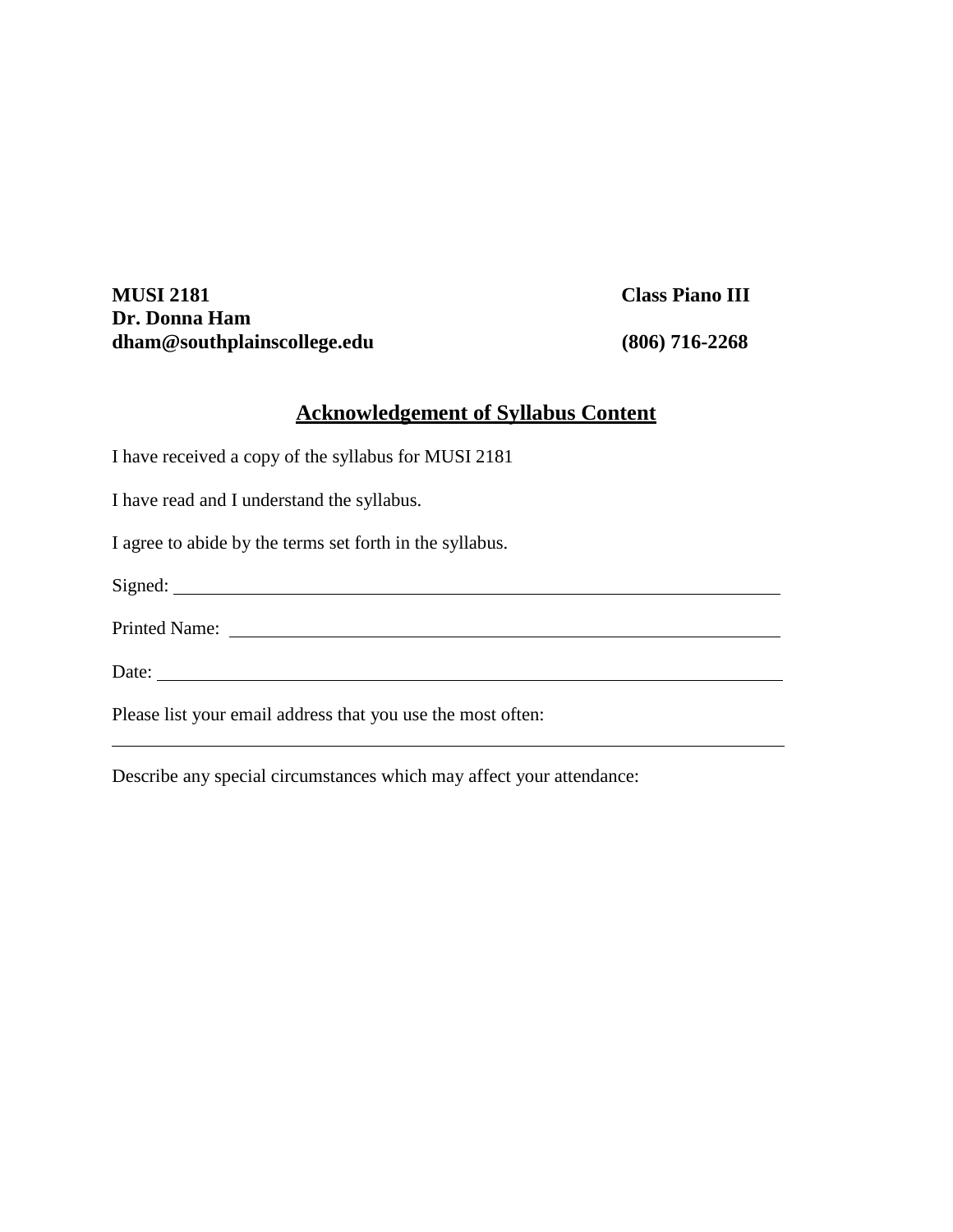**MUSI 2181** **Class Piano III**
**Dr. Donna Ham**
**dham@southplainscollege.edu** **(806) 716-2268**

## Acknowledgement of Syllabus Content

I have received a copy of the syllabus for MUSI 2181

I have read and I understand the syllabus.

I agree to abide by the terms set forth in the syllabus.

Signed: ______________________________________________________________

Printed Name: _________________________________________________________

Date: ________________________________________________________________

Please list your email address that you use the most often:

______________________________________________________________________

Describe any special circumstances which may affect your attendance: